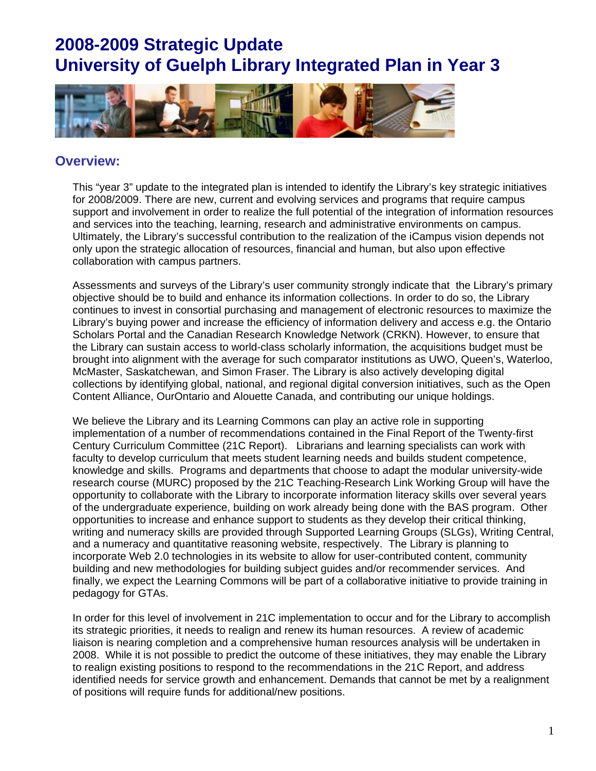# 2008-2009 Strategic Update
# University of Guelph Library Integrated Plan in Year 3

## Overview:

This "year 3" update to the integrated plan is intended to identify the Library's key strategic initiatives for 2008/2009. There are new, current and evolving services and programs that require campus support and involvement in order to realize the full potential of the integration of information resources and services into the teaching, learning, research and administrative environments on campus. Ultimately, the Library's successful contribution to the realization of the iCampus vision depends not only upon the strategic allocation of resources, financial and human, but also upon effective collaboration with campus partners.

Assessments and surveys of the Library's user community strongly indicate that the Library's primary objective should be to build and enhance its information collections. In order to do so, the Library continues to invest in consortial purchasing and management of electronic resources to maximize the Library's buying power and increase the efficiency of information delivery and access e.g. the Ontario Scholars Portal and the Canadian Research Knowledge Network (CRKN). However, to ensure that the Library can sustain access to world-class scholarly information, the acquisitions budget must be brought into alignment with the average for such comparator institutions as UWO, Queen's, Waterloo, McMaster, Saskatchewan, and Simon Fraser. The Library is also actively developing digital collections by identifying global, national, and regional digital conversion initiatives, such as the Open Content Alliance, OurOntario and Alouette Canada, and contributing our unique holdings.

We believe the Library and its Learning Commons can play an active role in supporting implementation of a number of recommendations contained in the Final Report of the Twenty-first Century Curriculum Committee (21C Report). Librarians and learning specialists can work with faculty to develop curriculum that meets student learning needs and builds student competence, knowledge and skills. Programs and departments that choose to adapt the modular university-wide research course (MURC) proposed by the 21C Teaching-Research Link Working Group will have the opportunity to collaborate with the Library to incorporate information literacy skills over several years of the undergraduate experience, building on work already being done with the BAS program. Other opportunities to increase and enhance support to students as they develop their critical thinking, writing and numeracy skills are provided through Supported Learning Groups (SLGs), Writing Central, and a numeracy and quantitative reasoning website, respectively. The Library is planning to incorporate Web 2.0 technologies in its website to allow for user-contributed content, community building and new methodologies for building subject guides and/or recommender services. And finally, we expect the Learning Commons will be part of a collaborative initiative to provide training in pedagogy for GTAs.

In order for this level of involvement in 21C implementation to occur and for the Library to accomplish its strategic priorities, it needs to realign and renew its human resources. A review of academic liaison is nearing completion and a comprehensive human resources analysis will be undertaken in 2008. While it is not possible to predict the outcome of these initiatives, they may enable the Library to realign existing positions to respond to the recommendations in the 21C Report, and address identified needs for service growth and enhancement. Demands that cannot be met by a realignment of positions will require funds for additional/new positions.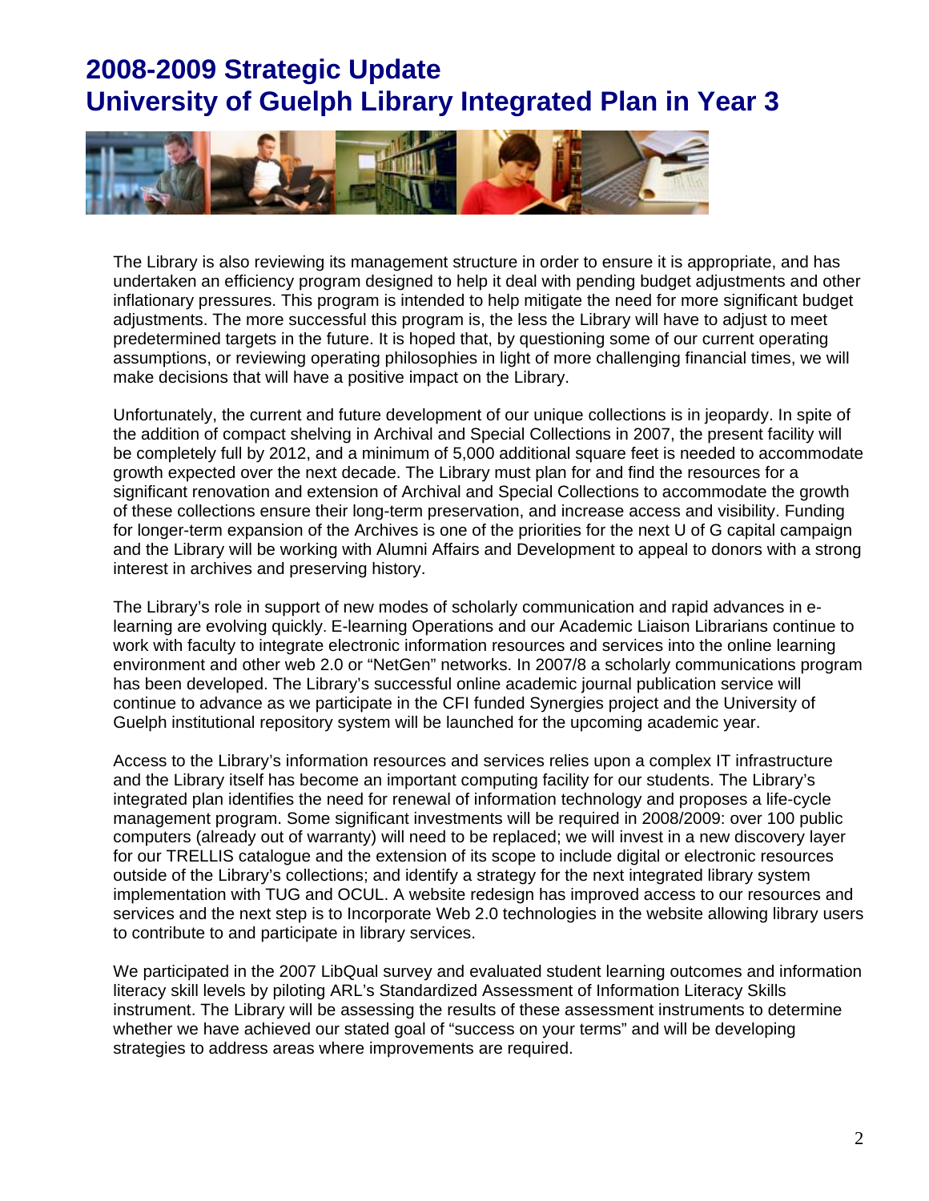# 2008-2009 Strategic Update
# University of Guelph Library Integrated Plan in Year 3

The Library is also reviewing its management structure in order to ensure it is appropriate, and has undertaken an efficiency program designed to help it deal with pending budget adjustments and other inflationary pressures. This program is intended to help mitigate the need for more significant budget adjustments. The more successful this program is, the less the Library will have to adjust to meet predetermined targets in the future. It is hoped that, by questioning some of our current operating assumptions, or reviewing operating philosophies in light of more challenging financial times, we will make decisions that will have a positive impact on the Library.

Unfortunately, the current and future development of our unique collections is in jeopardy. In spite of the addition of compact shelving in Archival and Special Collections in 2007, the present facility will be completely full by 2012, and a minimum of 5,000 additional square feet is needed to accommodate growth expected over the next decade. The Library must plan for and find the resources for a significant renovation and extension of Archival and Special Collections to accommodate the growth of these collections ensure their long-term preservation, and increase access and visibility. Funding for longer-term expansion of the Archives is one of the priorities for the next U of G capital campaign and the Library will be working with Alumni Affairs and Development to appeal to donors with a strong interest in archives and preserving history.

The Library's role in support of new modes of scholarly communication and rapid advances in e-learning are evolving quickly. E-learning Operations and our Academic Liaison Librarians continue to work with faculty to integrate electronic information resources and services into the online learning environment and other web 2.0 or "NetGen" networks. In 2007/8 a scholarly communications program has been developed. The Library's successful online academic journal publication service will continue to advance as we participate in the CFI funded Synergies project and the University of Guelph institutional repository system will be launched for the upcoming academic year.

Access to the Library's information resources and services relies upon a complex IT infrastructure and the Library itself has become an important computing facility for our students. The Library's integrated plan identifies the need for renewal of information technology and proposes a life-cycle management program. Some significant investments will be required in 2008/2009: over 100 public computers (already out of warranty) will need to be replaced; we will invest in a new discovery layer for our TRELLIS catalogue and the extension of its scope to include digital or electronic resources outside of the Library's collections; and identify a strategy for the next integrated library system implementation with TUG and OCUL. A website redesign has improved access to our resources and services and the next step is to Incorporate Web 2.0 technologies in the website allowing library users to contribute to and participate in library services.

We participated in the 2007 LibQual survey and evaluated student learning outcomes and information literacy skill levels by piloting ARL's Standardized Assessment of Information Literacy Skills instrument. The Library will be assessing the results of these assessment instruments to determine whether we have achieved our stated goal of "success on your terms" and will be developing strategies to address areas where improvements are required.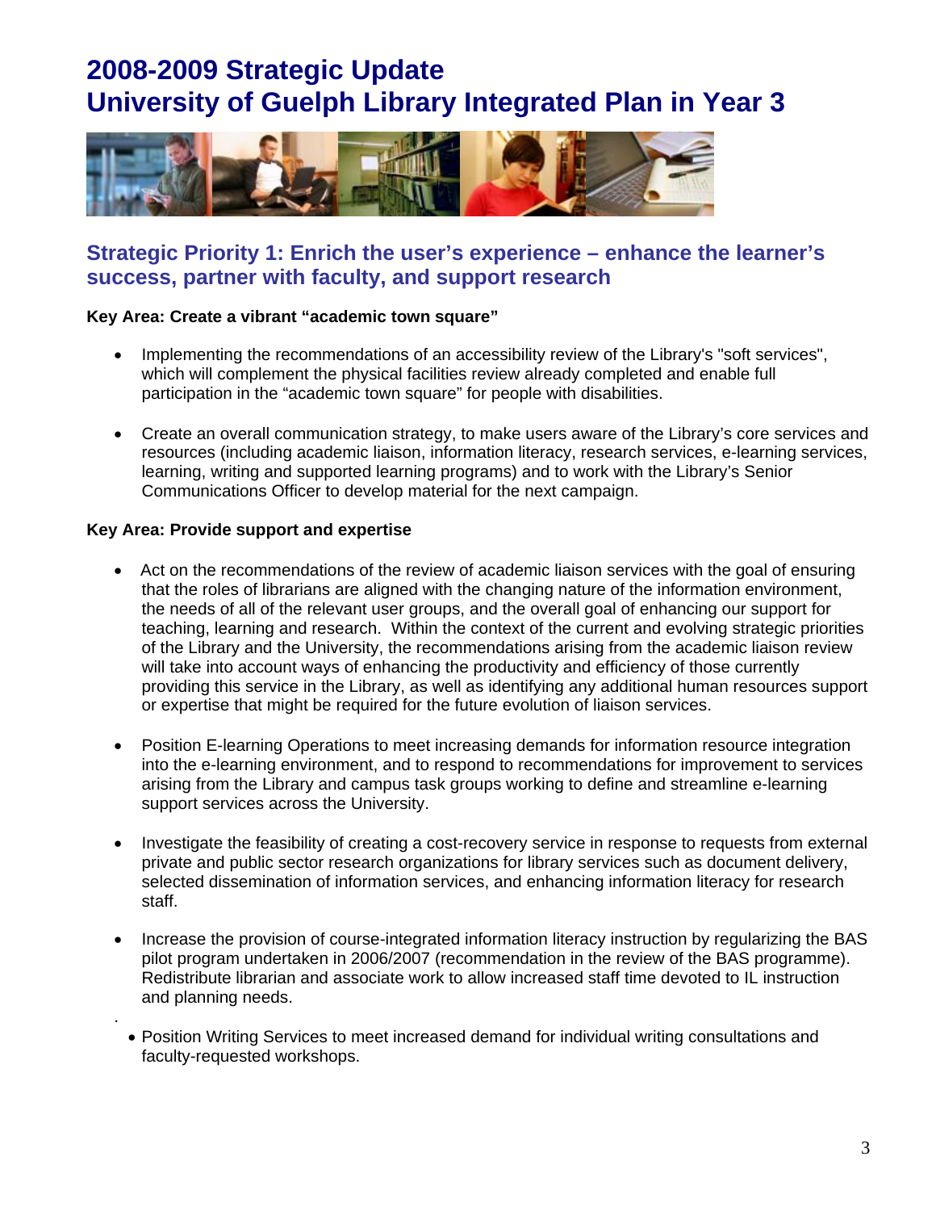# 2008-2009 Strategic Update
# University of Guelph Library Integrated Plan in Year 3

## Strategic Priority 1: Enrich the user's experience – enhance the learner's success, partner with faculty, and support research

**Key Area: Create a vibrant "academic town square"**

- Implementing the recommendations of an accessibility review of the Library's "soft services", which will complement the physical facilities review already completed and enable full participation in the "academic town square" for people with disabilities.

- Create an overall communication strategy, to make users aware of the Library's core services and resources (including academic liaison, information literacy, research services, e-learning services, learning, writing and supported learning programs) and to work with the Library's Senior Communications Officer to develop material for the next campaign.

**Key Area: Provide support and expertise**

- Act on the recommendations of the review of academic liaison services with the goal of ensuring that the roles of librarians are aligned with the changing nature of the information environment, the needs of all of the relevant user groups, and the overall goal of enhancing our support for teaching, learning and research. Within the context of the current and evolving strategic priorities of the Library and the University, the recommendations arising from the academic liaison review will take into account ways of enhancing the productivity and efficiency of those currently providing this service in the Library, as well as identifying any additional human resources support or expertise that might be required for the future evolution of liaison services.

- Position E-learning Operations to meet increasing demands for information resource integration into the e-learning environment, and to respond to recommendations for improvement to services arising from the Library and campus task groups working to define and streamline e-learning support services across the University.

- Investigate the feasibility of creating a cost-recovery service in response to requests from external private and public sector research organizations for library services such as document delivery, selected dissemination of information services, and enhancing information literacy for research staff.

- Increase the provision of course-integrated information literacy instruction by regularizing the BAS pilot program undertaken in 2006/2007 (recommendation in the review of the BAS programme). Redistribute librarian and associate work to allow increased staff time devoted to IL instruction and planning needs.

- Position Writing Services to meet increased demand for individual writing consultations and faculty-requested workshops.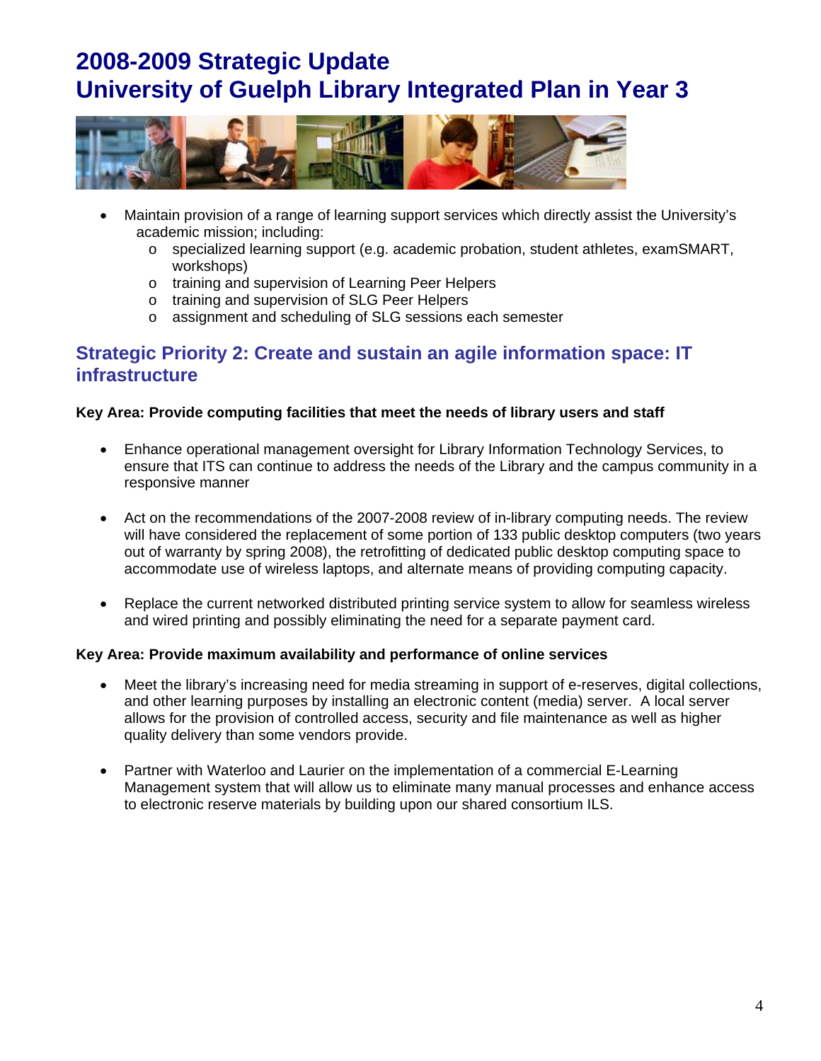# 2008-2009 Strategic Update
# University of Guelph Library Integrated Plan in Year 3

- Maintain provision of a range of learning support services which directly assist the University's academic mission; including:
  - specialized learning support (e.g. academic probation, student athletes, examSMART, workshops)
  - training and supervision of Learning Peer Helpers
  - training and supervision of SLG Peer Helpers
  - assignment and scheduling of SLG sessions each semester

## Strategic Priority 2: Create and sustain an agile information space: IT infrastructure

**Key Area: Provide computing facilities that meet the needs of library users and staff**

- Enhance operational management oversight for Library Information Technology Services, to ensure that ITS can continue to address the needs of the Library and the campus community in a responsive manner

- Act on the recommendations of the 2007-2008 review of in-library computing needs. The review will have considered the replacement of some portion of 133 public desktop computers (two years out of warranty by spring 2008), the retrofitting of dedicated public desktop computing space to accommodate use of wireless laptops, and alternate means of providing computing capacity.

- Replace the current networked distributed printing service system to allow for seamless wireless and wired printing and possibly eliminating the need for a separate payment card.

**Key Area: Provide maximum availability and performance of online services**

- Meet the library's increasing need for media streaming in support of e-reserves, digital collections, and other learning purposes by installing an electronic content (media) server. A local server allows for the provision of controlled access, security and file maintenance as well as higher quality delivery than some vendors provide.

- Partner with Waterloo and Laurier on the implementation of a commercial E-Learning Management system that will allow us to eliminate many manual processes and enhance access to electronic reserve materials by building upon our shared consortium ILS.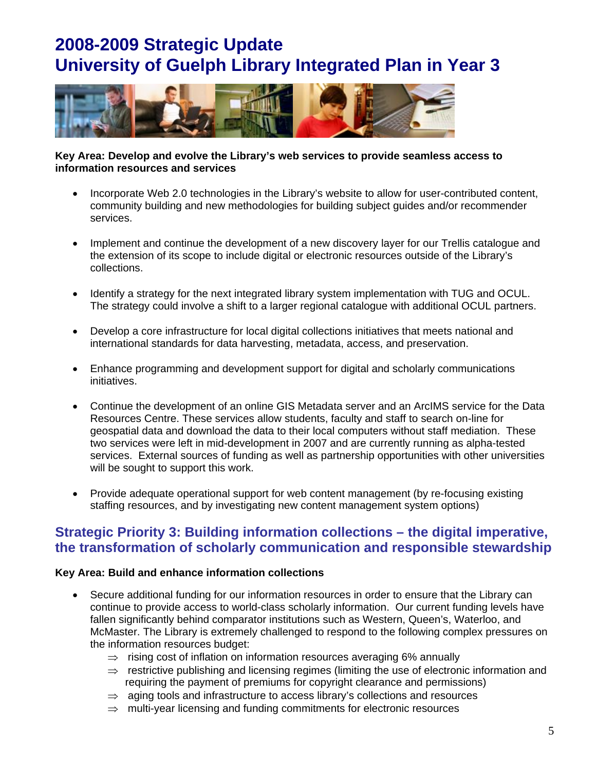# 2008-2009 Strategic Update
# University of Guelph Library Integrated Plan in Year 3

**Key Area: Develop and evolve the Library's web services to provide seamless access to information resources and services**

- Incorporate Web 2.0 technologies in the Library's website to allow for user-contributed content, community building and new methodologies for building subject guides and/or recommender services.

- Implement and continue the development of a new discovery layer for our Trellis catalogue and the extension of its scope to include digital or electronic resources outside of the Library's collections.

- Identify a strategy for the next integrated library system implementation with TUG and OCUL. The strategy could involve a shift to a larger regional catalogue with additional OCUL partners.

- Develop a core infrastructure for local digital collections initiatives that meets national and international standards for data harvesting, metadata, access, and preservation.

- Enhance programming and development support for digital and scholarly communications initiatives.

- Continue the development of an online GIS Metadata server and an ArcIMS service for the Data Resources Centre. These services allow students, faculty and staff to search on-line for geospatial data and download the data to their local computers without staff mediation. These two services were left in mid-development in 2007 and are currently running as alpha-tested services. External sources of funding as well as partnership opportunities with other universities will be sought to support this work.

- Provide adequate operational support for web content management (by re-focusing existing staffing resources, and by investigating new content management system options)

## Strategic Priority 3: Building information collections – the digital imperative, the transformation of scholarly communication and responsible stewardship

**Key Area: Build and enhance information collections**

- Secure additional funding for our information resources in order to ensure that the Library can continue to provide access to world-class scholarly information. Our current funding levels have fallen significantly behind comparator institutions such as Western, Queen's, Waterloo, and McMaster. The Library is extremely challenged to respond to the following complex pressures on the information resources budget:
  - ⇒ rising cost of inflation on information resources averaging 6% annually
  - ⇒ restrictive publishing and licensing regimes (limiting the use of electronic information and requiring the payment of premiums for copyright clearance and permissions)
  - ⇒ aging tools and infrastructure to access library's collections and resources
  - ⇒ multi-year licensing and funding commitments for electronic resources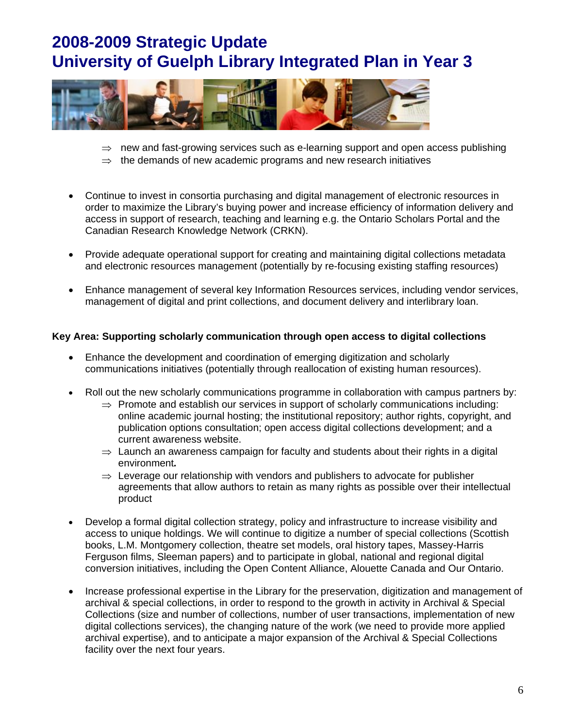# 2008-2009 Strategic Update
# University of Guelph Library Integrated Plan in Year 3

- ⇒ new and fast-growing services such as e-learning support and open access publishing
- ⇒ the demands of new academic programs and new research initiatives

- Continue to invest in consortia purchasing and digital management of electronic resources in order to maximize the Library's buying power and increase efficiency of information delivery and access in support of research, teaching and learning e.g. the Ontario Scholars Portal and the Canadian Research Knowledge Network (CRKN).

- Provide adequate operational support for creating and maintaining digital collections metadata and electronic resources management (potentially by re-focusing existing staffing resources)

- Enhance management of several key Information Resources services, including vendor services, management of digital and print collections, and document delivery and interlibrary loan.

**Key Area: Supporting scholarly communication through open access to digital collections**

- Enhance the development and coordination of emerging digitization and scholarly communications initiatives (potentially through reallocation of existing human resources).

- Roll out the new scholarly communications programme in collaboration with campus partners by:
  - ⇒ Promote and establish our services in support of scholarly communications including: online academic journal hosting; the institutional repository; author rights, copyright, and publication options consultation; open access digital collections development; and a current awareness website.
  - ⇒ Launch an awareness campaign for faculty and students about their rights in a digital environment***.***
  - ⇒ Leverage our relationship with vendors and publishers to advocate for publisher agreements that allow authors to retain as many rights as possible over their intellectual product

- Develop a formal digital collection strategy, policy and infrastructure to increase visibility and access to unique holdings. We will continue to digitize a number of special collections (Scottish books, L.M. Montgomery collection, theatre set models, oral history tapes, Massey-Harris Ferguson films, Sleeman papers) and to participate in global, national and regional digital conversion initiatives, including the Open Content Alliance, Alouette Canada and Our Ontario.

- Increase professional expertise in the Library for the preservation, digitization and management of archival & special collections, in order to respond to the growth in activity in Archival & Special Collections (size and number of collections, number of user transactions, implementation of new digital collections services), the changing nature of the work (we need to provide more applied archival expertise), and to anticipate a major expansion of the Archival & Special Collections facility over the next four years.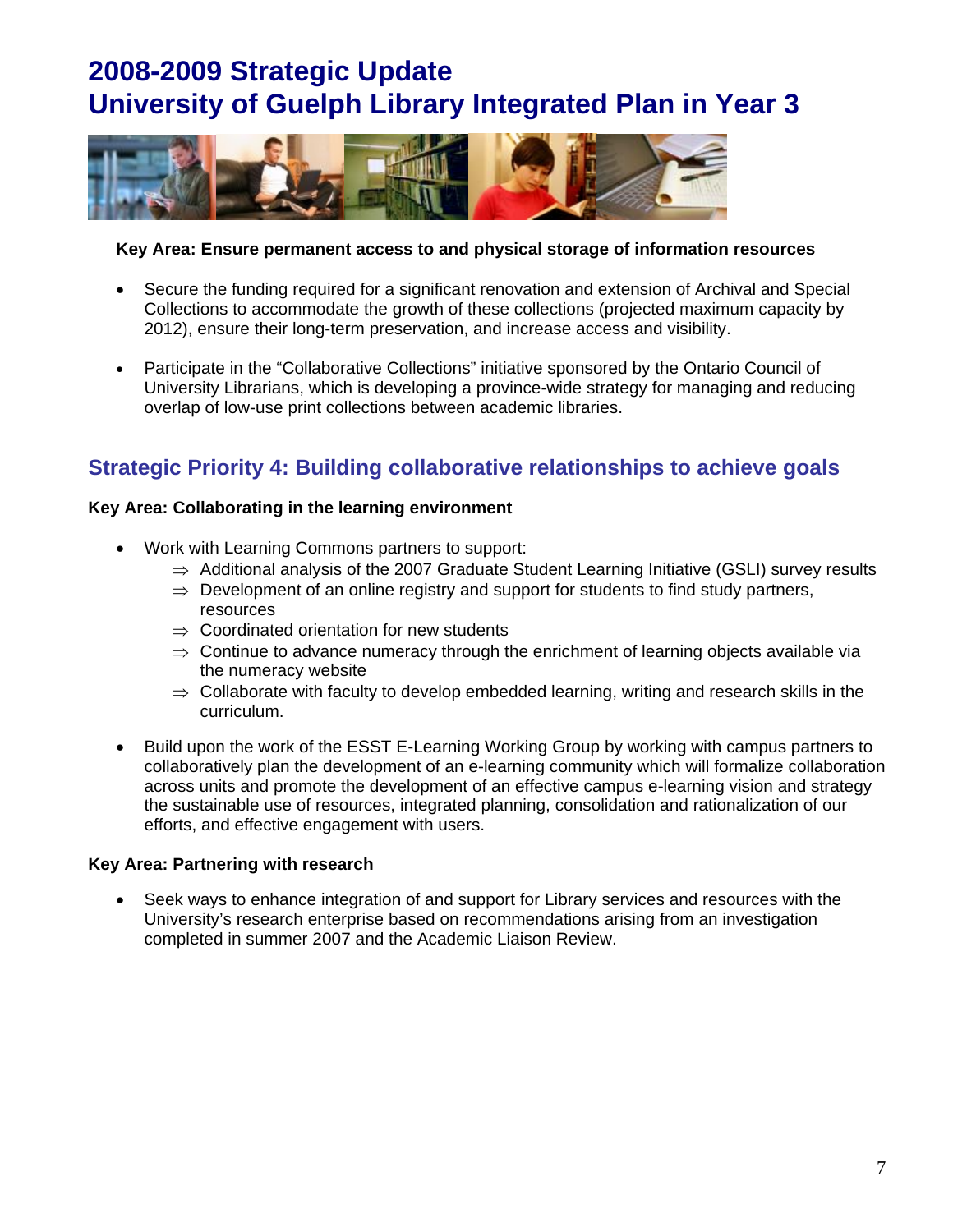# 2008-2009 Strategic Update
# University of Guelph Library Integrated Plan in Year 3

**Key Area: Ensure permanent access to and physical storage of information resources**

- Secure the funding required for a significant renovation and extension of Archival and Special Collections to accommodate the growth of these collections (projected maximum capacity by 2012), ensure their long-term preservation, and increase access and visibility.

- Participate in the "Collaborative Collections" initiative sponsored by the Ontario Council of University Librarians, which is developing a province-wide strategy for managing and reducing overlap of low-use print collections between academic libraries.

## Strategic Priority 4: Building collaborative relationships to achieve goals

**Key Area: Collaborating in the learning environment**

- Work with Learning Commons partners to support:
  - ⇒ Additional analysis of the 2007 Graduate Student Learning Initiative (GSLI) survey results
  - ⇒ Development of an online registry and support for students to find study partners, resources
  - ⇒ Coordinated orientation for new students
  - ⇒ Continue to advance numeracy through the enrichment of learning objects available via the numeracy website
  - ⇒ Collaborate with faculty to develop embedded learning, writing and research skills in the curriculum.

- Build upon the work of the ESST E-Learning Working Group by working with campus partners to collaboratively plan the development of an e-learning community which will formalize collaboration across units and promote the development of an effective campus e-learning vision and strategy the sustainable use of resources, integrated planning, consolidation and rationalization of our efforts, and effective engagement with users.

**Key Area: Partnering with research**

- Seek ways to enhance integration of and support for Library services and resources with the University's research enterprise based on recommendations arising from an investigation completed in summer 2007 and the Academic Liaison Review.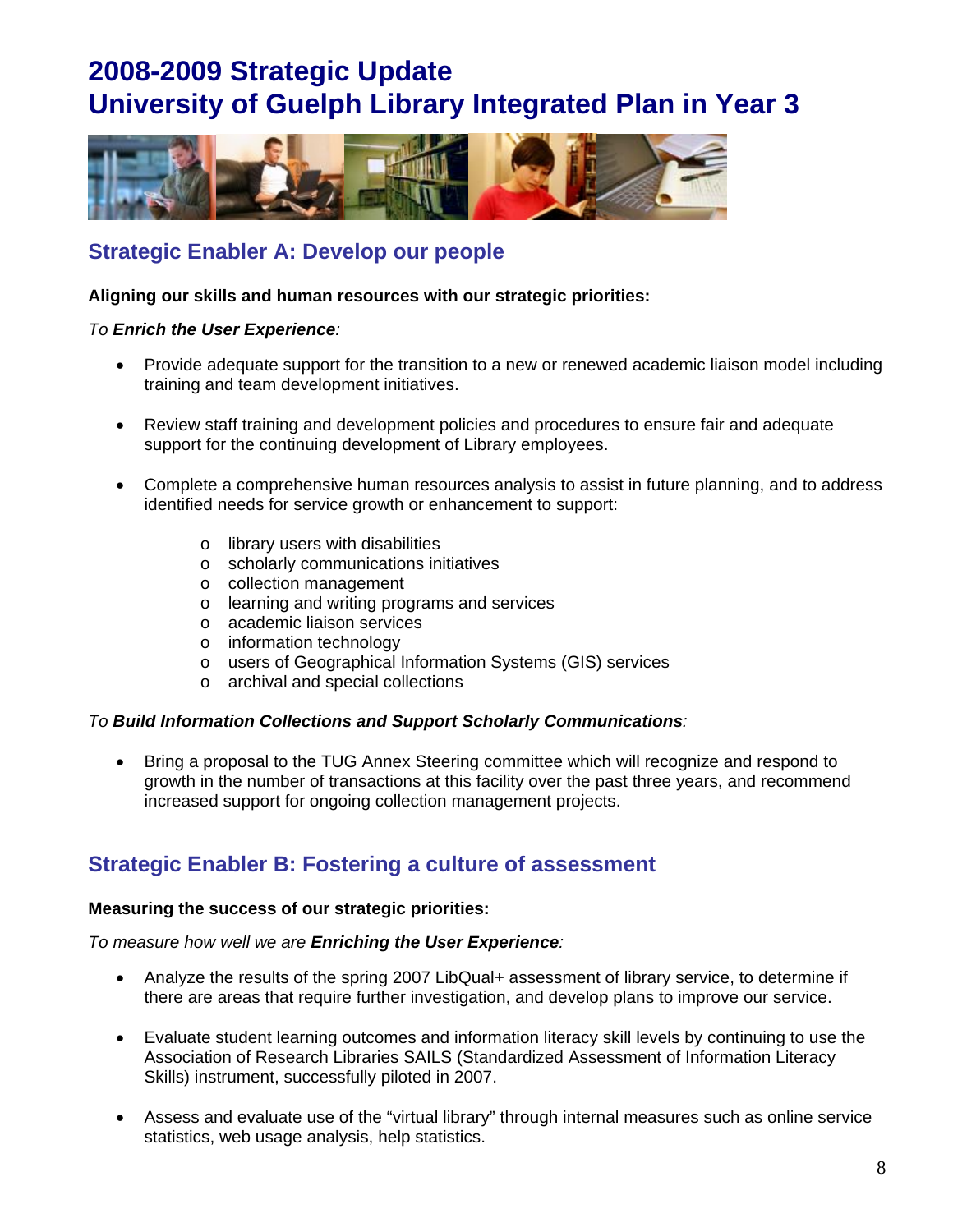# 2008-2009 Strategic Update
# University of Guelph Library Integrated Plan in Year 3

## Strategic Enabler A: Develop our people

**Aligning our skills and human resources with our strategic priorities:**

*To **Enrich the User Experience**:*

- Provide adequate support for the transition to a new or renewed academic liaison model including training and team development initiatives.

- Review staff training and development policies and procedures to ensure fair and adequate support for the continuing development of Library employees.

- Complete a comprehensive human resources analysis to assist in future planning, and to address identified needs for service growth or enhancement to support:
  - library users with disabilities
  - scholarly communications initiatives
  - collection management
  - learning and writing programs and services
  - academic liaison services
  - information technology
  - users of Geographical Information Systems (GIS) services
  - archival and special collections

*To **Build Information Collections and Support Scholarly Communications**:*

- Bring a proposal to the TUG Annex Steering committee which will recognize and respond to growth in the number of transactions at this facility over the past three years, and recommend increased support for ongoing collection management projects.

## Strategic Enabler B: Fostering a culture of assessment

**Measuring the success of our strategic priorities:**

*To measure how well we are **Enriching the User Experience**:*

- Analyze the results of the spring 2007 LibQual+ assessment of library service, to determine if there are areas that require further investigation, and develop plans to improve our service.

- Evaluate student learning outcomes and information literacy skill levels by continuing to use the Association of Research Libraries SAILS (Standardized Assessment of Information Literacy Skills) instrument, successfully piloted in 2007.

- Assess and evaluate use of the "virtual library" through internal measures such as online service statistics, web usage analysis, help statistics.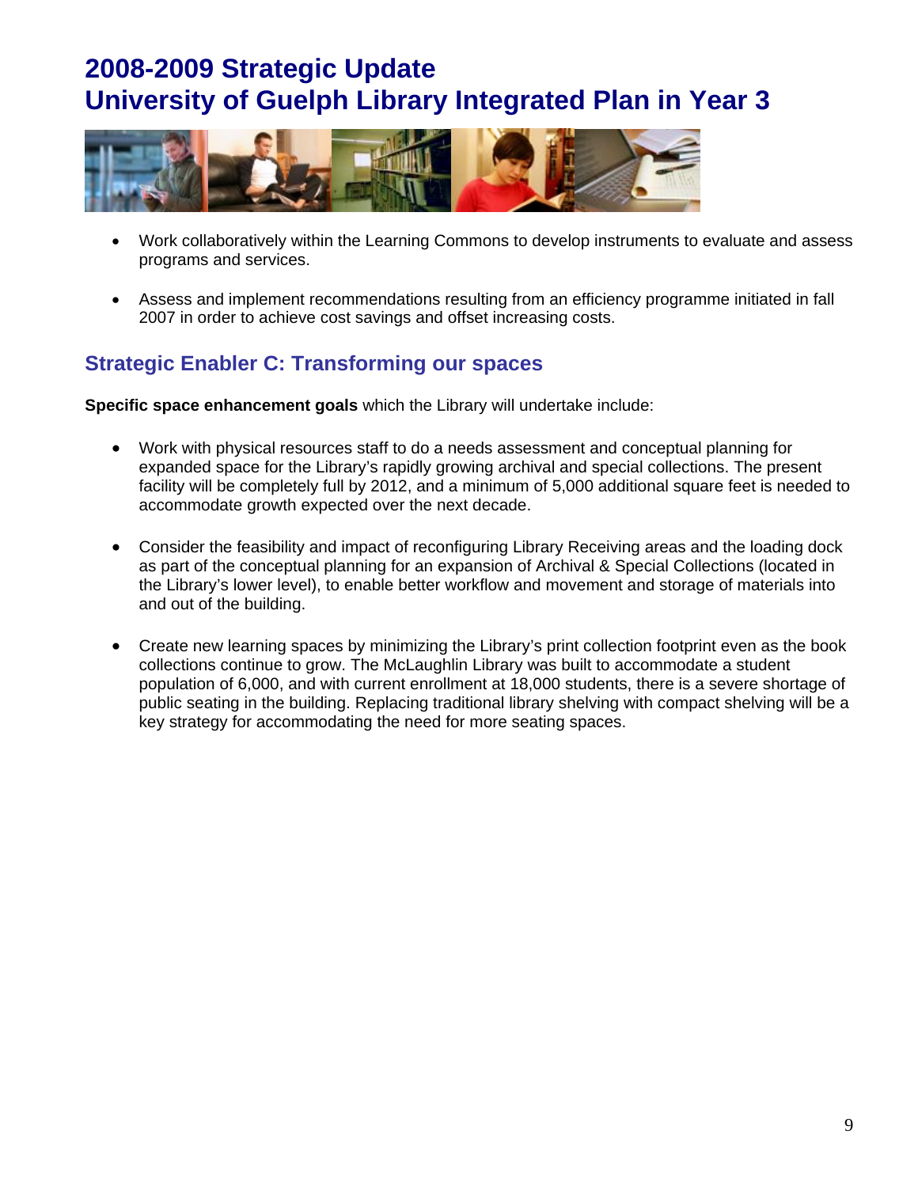# 2008-2009 Strategic Update
# University of Guelph Library Integrated Plan in Year 3

- Work collaboratively within the Learning Commons to develop instruments to evaluate and assess programs and services.

- Assess and implement recommendations resulting from an efficiency programme initiated in fall 2007 in order to achieve cost savings and offset increasing costs.

## Strategic Enabler C: Transforming our spaces

**Specific space enhancement goals** which the Library will undertake include:

- Work with physical resources staff to do a needs assessment and conceptual planning for expanded space for the Library's rapidly growing archival and special collections. The present facility will be completely full by 2012, and a minimum of 5,000 additional square feet is needed to accommodate growth expected over the next decade.

- Consider the feasibility and impact of reconfiguring Library Receiving areas and the loading dock as part of the conceptual planning for an expansion of Archival & Special Collections (located in the Library's lower level), to enable better workflow and movement and storage of materials into and out of the building.

- Create new learning spaces by minimizing the Library's print collection footprint even as the book collections continue to grow. The McLaughlin Library was built to accommodate a student population of 6,000, and with current enrollment at 18,000 students, there is a severe shortage of public seating in the building. Replacing traditional library shelving with compact shelving will be a key strategy for accommodating the need for more seating spaces.